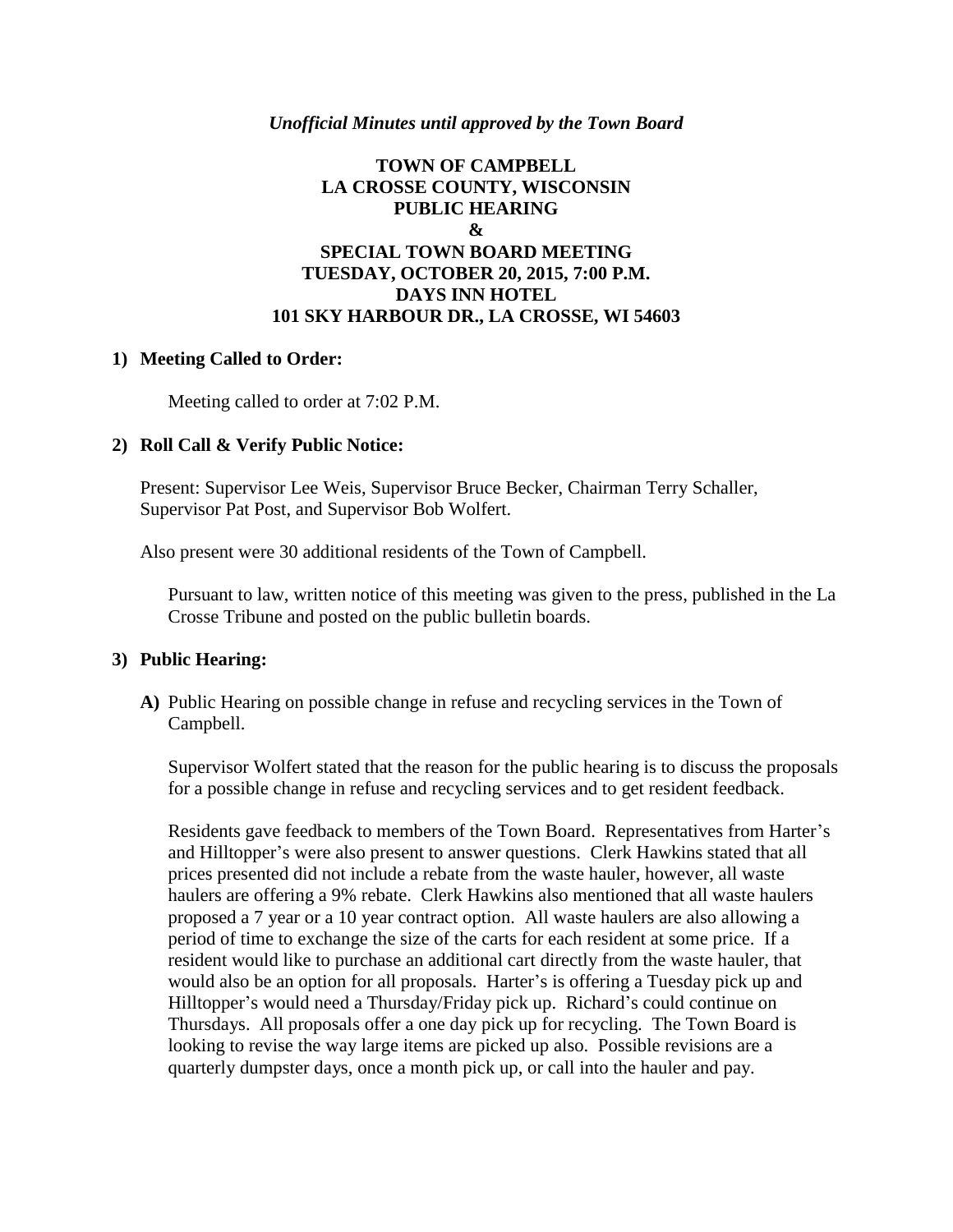*Unofficial Minutes until approved by the Town Board*

# TOWN OF CAMPBELL
# LA CROSSE COUNTY, WISCONSIN
# PUBLIC HEARING
# &
# SPECIAL TOWN BOARD MEETING
# TUESDAY, OCTOBER 20, 2015, 7:00 P.M.
# DAYS INN HOTEL
# 101 SKY HARBOUR DR., LA CROSSE, WI 54603

**1) Meeting Called to Order:**

Meeting called to order at 7:02 P.M.

**2) Roll Call & Verify Public Notice:**

Present: Supervisor Lee Weis, Supervisor Bruce Becker, Chairman Terry Schaller, Supervisor Pat Post, and Supervisor Bob Wolfert.

Also present were 30 additional residents of the Town of Campbell.

Pursuant to law, written notice of this meeting was given to the press, published in the La Crosse Tribune and posted on the public bulletin boards.

**3) Public Hearing:**

**A)** Public Hearing on possible change in refuse and recycling services in the Town of Campbell.

Supervisor Wolfert stated that the reason for the public hearing is to discuss the proposals for a possible change in refuse and recycling services and to get resident feedback.

Residents gave feedback to members of the Town Board. Representatives from Harter's and Hilltopper's were also present to answer questions. Clerk Hawkins stated that all prices presented did not include a rebate from the waste hauler, however, all waste haulers are offering a 9% rebate. Clerk Hawkins also mentioned that all waste haulers proposed a 7 year or a 10 year contract option. All waste haulers are also allowing a period of time to exchange the size of the carts for each resident at some price. If a resident would like to purchase an additional cart directly from the waste hauler, that would also be an option for all proposals. Harter's is offering a Tuesday pick up and Hilltopper's would need a Thursday/Friday pick up. Richard's could continue on Thursdays. All proposals offer a one day pick up for recycling. The Town Board is looking to revise the way large items are picked up also. Possible revisions are a quarterly dumpster days, once a month pick up, or call into the hauler and pay.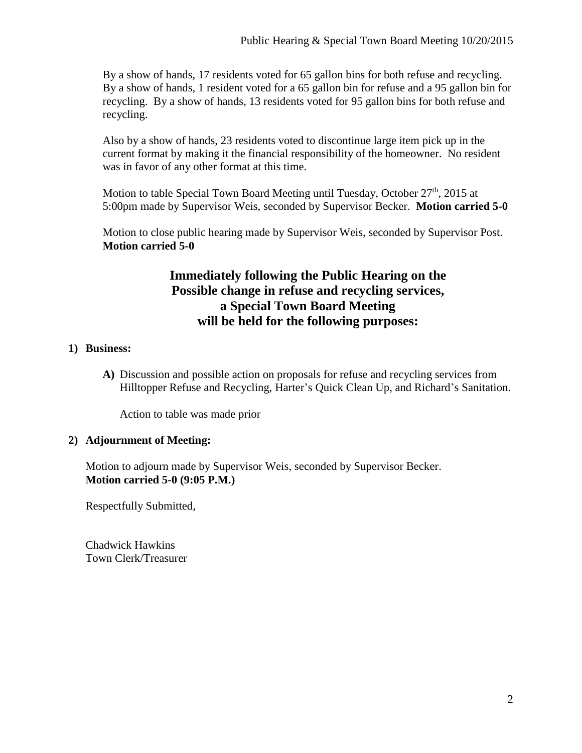By a show of hands, 17 residents voted for 65 gallon bins for both refuse and recycling. By a show of hands, 1 resident voted for a 65 gallon bin for refuse and a 95 gallon bin for recycling. By a show of hands, 13 residents voted for 95 gallon bins for both refuse and recycling.

Also by a show of hands, 23 residents voted to discontinue large item pick up in the current format by making it the financial responsibility of the homeowner. No resident was in favor of any other format at this time.

Motion to table Special Town Board Meeting until Tuesday, October 27th, 2015 at 5:00pm made by Supervisor Weis, seconded by Supervisor Becker. **Motion carried 5-0**

Motion to close public hearing made by Supervisor Weis, seconded by Supervisor Post. **Motion carried 5-0**

## Immediately following the Public Hearing on the Possible change in refuse and recycling services, a Special Town Board Meeting will be held for the following purposes:

**1) Business:**

**A)** Discussion and possible action on proposals for refuse and recycling services from Hilltopper Refuse and Recycling, Harter's Quick Clean Up, and Richard's Sanitation.

Action to table was made prior

**2) Adjournment of Meeting:**

Motion to adjourn made by Supervisor Weis, seconded by Supervisor Becker. **Motion carried 5-0 (9:05 P.M.)**

Respectfully Submitted,

Chadwick Hawkins
Town Clerk/Treasurer